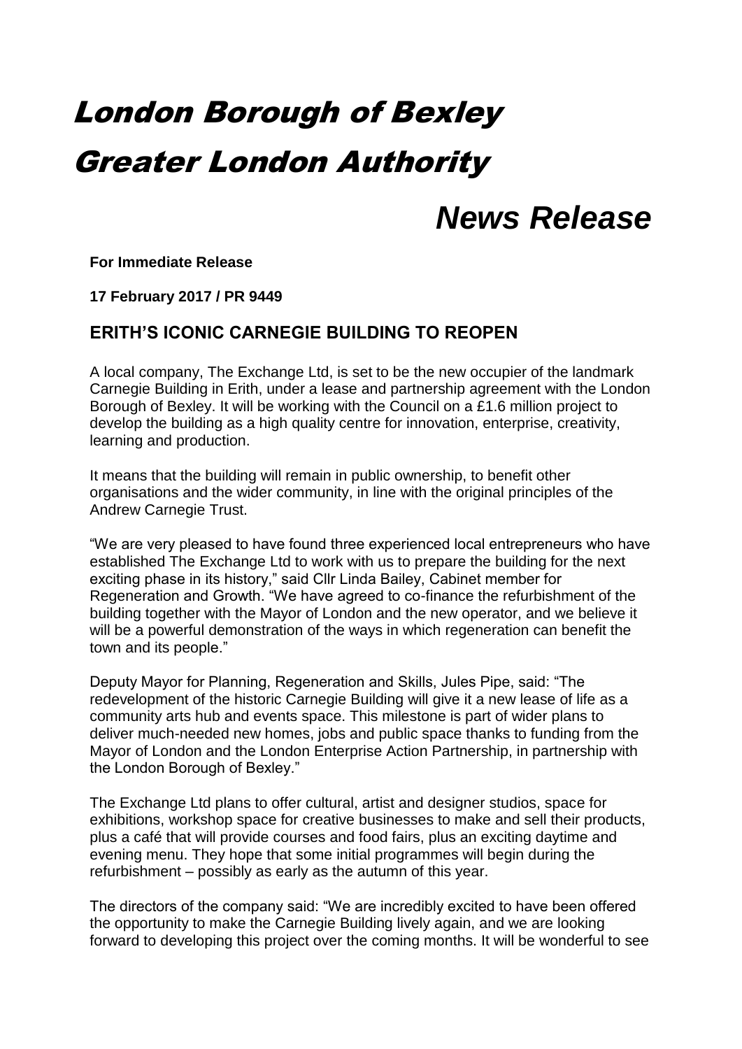# London Borough of Bexley

# Greater London Authority

# *News Release*

**For Immediate Release**

**17 February 2017 / PR 9449**

## ERITH'S ICONIC CARNEGIE BUILDING TO REOPEN

A local company, The Exchange Ltd, is set to be the new occupier of the landmark Carnegie Building in Erith, under a lease and partnership agreement with the London Borough of Bexley. It will be working with the Council on a £1.6 million project to develop the building as a high quality centre for innovation, enterprise, creativity, learning and production.

It means that the building will remain in public ownership, to benefit other organisations and the wider community, in line with the original principles of the Andrew Carnegie Trust.

"We are very pleased to have found three experienced local entrepreneurs who have established The Exchange Ltd to work with us to prepare the building for the next exciting phase in its history," said Cllr Linda Bailey, Cabinet member for Regeneration and Growth. "We have agreed to co-finance the refurbishment of the building together with the Mayor of London and the new operator, and we believe it will be a powerful demonstration of the ways in which regeneration can benefit the town and its people."

Deputy Mayor for Planning, Regeneration and Skills, Jules Pipe, said: "The redevelopment of the historic Carnegie Building will give it a new lease of life as a community arts hub and events space. This milestone is part of wider plans to deliver much-needed new homes, jobs and public space thanks to funding from the Mayor of London and the London Enterprise Action Partnership, in partnership with the London Borough of Bexley."

The Exchange Ltd plans to offer cultural, artist and designer studios, space for exhibitions, workshop space for creative businesses to make and sell their products, plus a café that will provide courses and food fairs, plus an exciting daytime and evening menu. They hope that some initial programmes will begin during the refurbishment – possibly as early as the autumn of this year.

The directors of the company said: "We are incredibly excited to have been offered the opportunity to make the Carnegie Building lively again, and we are looking forward to developing this project over the coming months. It will be wonderful to see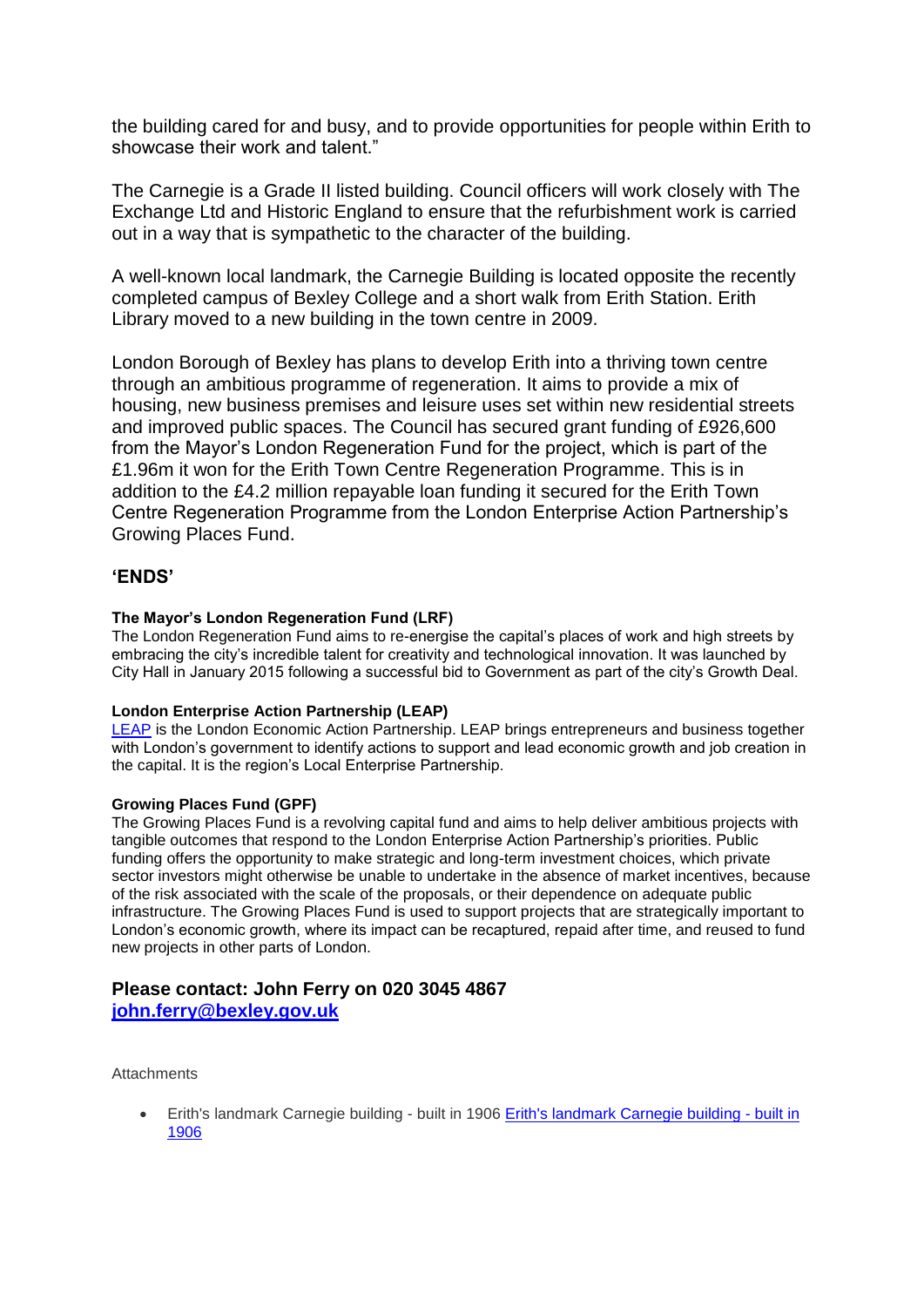the building cared for and busy, and to provide opportunities for people within Erith to showcase their work and talent."

The Carnegie is a Grade II listed building. Council officers will work closely with The Exchange Ltd and Historic England to ensure that the refurbishment work is carried out in a way that is sympathetic to the character of the building.

A well-known local landmark, the Carnegie Building is located opposite the recently completed campus of Bexley College and a short walk from Erith Station. Erith Library moved to a new building in the town centre in 2009.

London Borough of Bexley has plans to develop Erith into a thriving town centre through an ambitious programme of regeneration. It aims to provide a mix of housing, new business premises and leisure uses set within new residential streets and improved public spaces. The Council has secured grant funding of £926,600 from the Mayor's London Regeneration Fund for the project, which is part of the £1.96m it won for the Erith Town Centre Regeneration Programme. This is in addition to the £4.2 million repayable loan funding it secured for the Erith Town Centre Regeneration Programme from the London Enterprise Action Partnership's Growing Places Fund.

**'ENDS'**

**The Mayor's London Regeneration Fund (LRF)**
The London Regeneration Fund aims to re-energise the capital's places of work and high streets by embracing the city's incredible talent for creativity and technological innovation. It was launched by City Hall in January 2015 following a successful bid to Government as part of the city's Growth Deal.

**London Enterprise Action Partnership (LEAP)**
[LEAP] is the London Economic Action Partnership. LEAP brings entrepreneurs and business together with London's government to identify actions to support and lead economic growth and job creation in the capital. It is the region's Local Enterprise Partnership.

**Growing Places Fund (GPF)**
The Growing Places Fund is a revolving capital fund and aims to help deliver ambitious projects with tangible outcomes that respond to the London Enterprise Action Partnership's priorities. Public funding offers the opportunity to make strategic and long-term investment choices, which private sector investors might otherwise be unable to undertake in the absence of market incentives, because of the risk associated with the scale of the proposals, or their dependence on adequate public infrastructure. The Growing Places Fund is used to support projects that are strategically important to London's economic growth, where its impact can be recaptured, repaid after time, and reused to fund new projects in other parts of London.

**Please contact: John Ferry on 020 3045 4867**
**john.ferry@bexley.gov.uk**

Attachments

- Erith's landmark Carnegie building - built in 1906 Erith's landmark Carnegie building - built in 1906